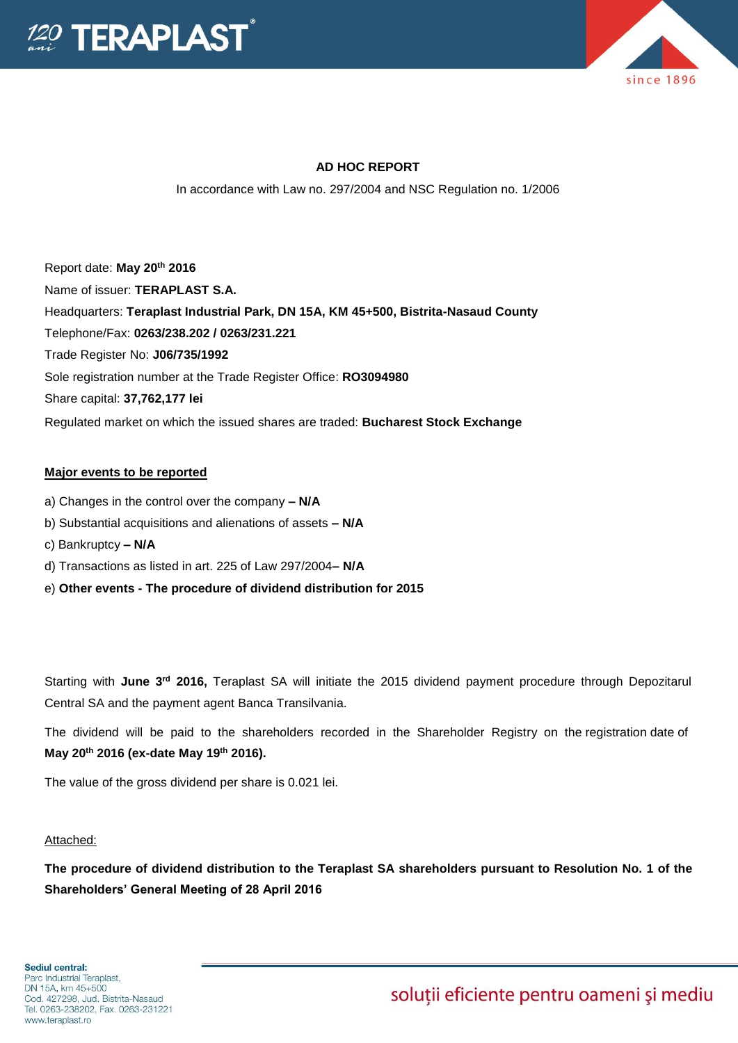**AD HOC REPORT**

In accordance with Law no. 297/2004 and NSC Regulation no. 1/2006

Report date: **May 20th 2016**

Name of issuer: **TERAPLAST S.A.**

Headquarters: **Teraplast Industrial Park, DN 15A, KM 45+500, Bistrita-Nasaud County**

Telephone/Fax: **0263/238.202 / 0263/231.221**

Trade Register No: **J06/735/1992**

Sole registration number at the Trade Register Office: **RO3094980**

Share capital: **37,762,177 lei**

Regulated market on which the issued shares are traded: **Bucharest Stock Exchange**

**Major events to be reported**

a) Changes in the control over the company **– N/A**

b) Substantial acquisitions and alienations of assets **– N/A**

c) Bankruptcy **– N/A**

d) Transactions as listed in art. 225 of Law 297/2004**– N/A**

e) **Other events - The procedure of dividend distribution for 2015**

Starting with **June 3rd 2016,** Teraplast SA will initiate the 2015 dividend payment procedure through Depozitarul Central SA and the payment agent Banca Transilvania.

The dividend will be paid to the shareholders recorded in the Shareholder Registry on the registration date of **May 20th 2016 (ex-date May 19th 2016).**

The value of the gross dividend per share is 0.021 lei.

Attached:

**The procedure of dividend distribution to the Teraplast SA shareholders pursuant to Resolution No. 1 of the Shareholders' General Meeting of 28 April 2016**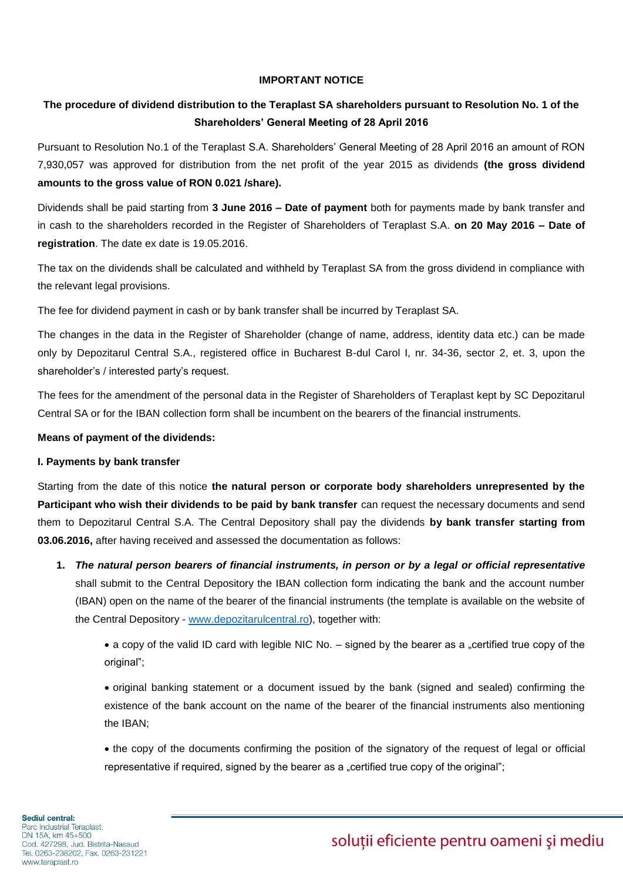**IMPORTANT NOTICE**

**The procedure of dividend distribution to the Teraplast SA shareholders pursuant to Resolution No. 1 of the Shareholders' General Meeting of 28 April 2016**

Pursuant to Resolution No.1 of the Teraplast S.A. Shareholders' General Meeting of 28 April 2016 an amount of RON 7,930,057 was approved for distribution from the net profit of the year 2015 as dividends **(the gross dividend amounts to the gross value of RON 0.021 /share).**

Dividends shall be paid starting from **3 June 2016 – Date of payment** both for payments made by bank transfer and in cash to the shareholders recorded in the Register of Shareholders of Teraplast S.A. **on 20 May 2016 – Date of registration**. The date ex date is 19.05.2016.

The tax on the dividends shall be calculated and withheld by Teraplast SA from the gross dividend in compliance with the relevant legal provisions.

The fee for dividend payment in cash or by bank transfer shall be incurred by Teraplast SA.

The changes in the data in the Register of Shareholder (change of name, address, identity data etc.) can be made only by Depozitarul Central S.A., registered office in Bucharest B-dul Carol I, nr. 34-36, sector 2, et. 3, upon the shareholder's / interested party's request.

The fees for the amendment of the personal data in the Register of Shareholders of Teraplast kept by SC Depozitarul Central SA or for the IBAN collection form shall be incumbent on the bearers of the financial instruments.

**Means of payment of the dividends:**

**I. Payments by bank transfer**

Starting from the date of this notice **the natural person or corporate body shareholders unrepresented by the Participant who wish their dividends to be paid by bank transfer** can request the necessary documents and send them to Depozitarul Central S.A. The Central Depository shall pay the dividends **by bank transfer starting from 03.06.2016,** after having received and assessed the documentation as follows:

1. ***The natural person bearers of financial instruments, in person or by a legal or official representative*** shall submit to the Central Depository the IBAN collection form indicating the bank and the account number (IBAN) open on the name of the bearer of the financial instruments (the template is available on the website of the Central Depository - www.depozitarulcentral.ro), together with:

    - a copy of the valid ID card with legible NIC No. – signed by the bearer as a „certified true copy of the original";
    - original banking statement or a document issued by the bank (signed and sealed) confirming the existence of the bank account on the name of the bearer of the financial instruments also mentioning the IBAN;
    - the copy of the documents confirming the position of the signatory of the request of legal or official representative if required, signed by the bearer as a „certified true copy of the original";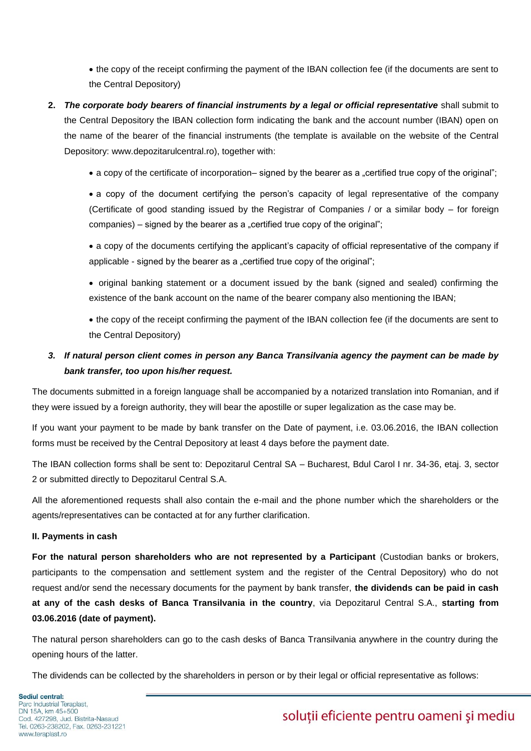- the copy of the receipt confirming the payment of the IBAN collection fee (if the documents are sent to the Central Depository)

2. ***The corporate body bearers of financial instruments by a legal or official representative*** shall submit to the Central Depository the IBAN collection form indicating the bank and the account number (IBAN) open on the name of the bearer of the financial instruments (the template is available on the website of the Central Depository: www.depozitarulcentral.ro), together with:

   - a copy of the certificate of incorporation– signed by the bearer as a „certified true copy of the original";
   - a copy of the document certifying the person's capacity of legal representative of the company (Certificate of good standing issued by the Registrar of Companies / or a similar body – for foreign companies) – signed by the bearer as a „certified true copy of the original";
   - a copy of the documents certifying the applicant's capacity of official representative of the company if applicable - signed by the bearer as a „certified true copy of the original";
   - original banking statement or a document issued by the bank (signed and sealed) confirming the existence of the bank account on the name of the bearer company also mentioning the IBAN;
   - the copy of the receipt confirming the payment of the IBAN collection fee (if the documents are sent to the Central Depository)

3. ***If natural person client comes in person any Banca Transilvania agency the payment can be made by bank transfer, too upon his/her request.***

The documents submitted in a foreign language shall be accompanied by a notarized translation into Romanian, and if they were issued by a foreign authority, they will bear the apostille or super legalization as the case may be.

If you want your payment to be made by bank transfer on the Date of payment, i.e. 03.06.2016, the IBAN collection forms must be received by the Central Depository at least 4 days before the payment date.

The IBAN collection forms shall be sent to: Depozitarul Central SA – Bucharest, Bdul Carol I nr. 34-36, etaj. 3, sector 2 or submitted directly to Depozitarul Central S.A.

All the aforementioned requests shall also contain the e-mail and the phone number which the shareholders or the agents/representatives can be contacted at for any further clarification.

**II. Payments in cash**

**For the natural person shareholders who are not represented by a Participant** (Custodian banks or brokers, participants to the compensation and settlement system and the register of the Central Depository) who do not request and/or send the necessary documents for the payment by bank transfer, **the dividends can be paid in cash at any of the cash desks of Banca Transilvania in the country**, via Depozitarul Central S.A., **starting from 03.06.2016 (date of payment).**

The natural person shareholders can go to the cash desks of Banca Transilvania anywhere in the country during the opening hours of the latter.

The dividends can be collected by the shareholders in person or by their legal or official representative as follows: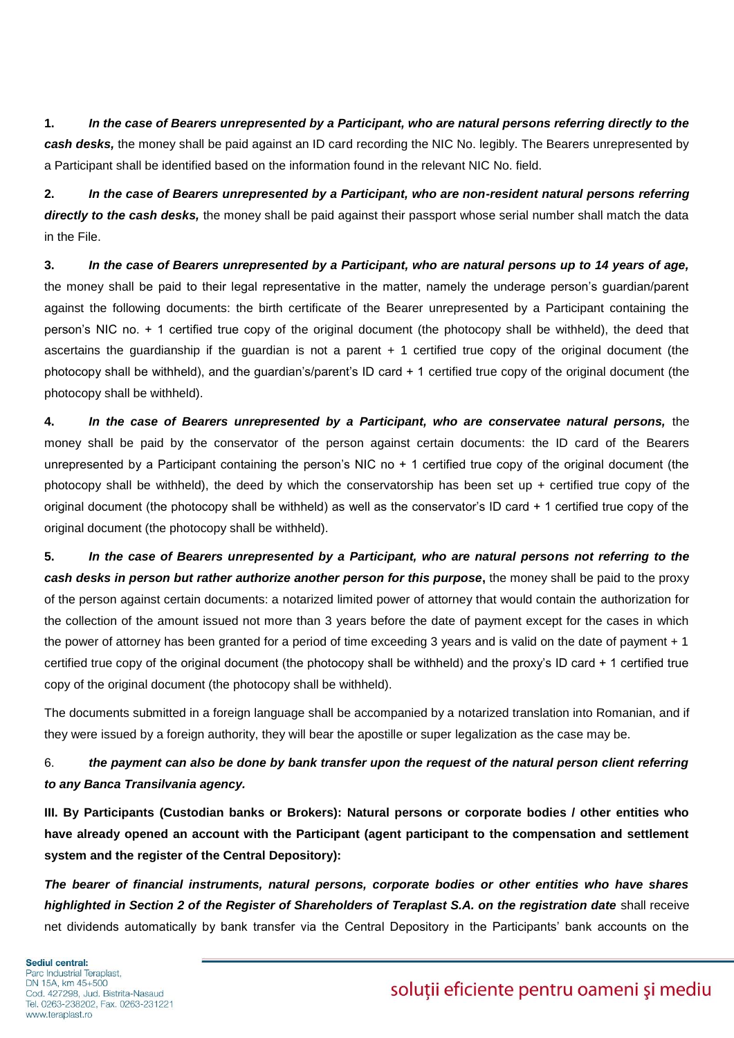1. ***In the case of Bearers unrepresented by a Participant, who are natural persons referring directly to the cash desks,*** the money shall be paid against an ID card recording the NIC No. legibly. The Bearers unrepresented by a Participant shall be identified based on the information found in the relevant NIC No. field.

2. ***In the case of Bearers unrepresented by a Participant, who are non-resident natural persons referring directly to the cash desks,*** the money shall be paid against their passport whose serial number shall match the data in the File.

3. ***In the case of Bearers unrepresented by a Participant, who are natural persons up to 14 years of age,*** the money shall be paid to their legal representative in the matter, namely the underage person's guardian/parent against the following documents: the birth certificate of the Bearer unrepresented by a Participant containing the person's NIC no. + 1 certified true copy of the original document (the photocopy shall be withheld), the deed that ascertains the guardianship if the guardian is not a parent + 1 certified true copy of the original document (the photocopy shall be withheld), and the guardian's/parent's ID card + 1 certified true copy of the original document (the photocopy shall be withheld).

4. ***In the case of Bearers unrepresented by a Participant, who are conservatee natural persons,*** the money shall be paid by the conservator of the person against certain documents: the ID card of the Bearers unrepresented by a Participant containing the person's NIC no + 1 certified true copy of the original document (the photocopy shall be withheld), the deed by which the conservatorship has been set up + certified true copy of the original document (the photocopy shall be withheld) as well as the conservator's ID card + 1 certified true copy of the original document (the photocopy shall be withheld).

5. ***In the case of Bearers unrepresented by a Participant, who are natural persons not referring to the cash desks in person but rather authorize another person for this purpose*****,** the money shall be paid to the proxy of the person against certain documents: a notarized limited power of attorney that would contain the authorization for the collection of the amount issued not more than 3 years before the date of payment except for the cases in which the power of attorney has been granted for a period of time exceeding 3 years and is valid on the date of payment + 1 certified true copy of the original document (the photocopy shall be withheld) and the proxy's ID card + 1 certified true copy of the original document (the photocopy shall be withheld).

The documents submitted in a foreign language shall be accompanied by a notarized translation into Romanian, and if they were issued by a foreign authority, they will bear the apostille or super legalization as the case may be.

6. ***the payment can also be done by bank transfer upon the request of the natural person client referring to any Banca Transilvania agency.***

**III. By Participants (Custodian banks or Brokers): Natural persons or corporate bodies / other entities who have already opened an account with the Participant (agent participant to the compensation and settlement system and the register of the Central Depository):**

***The bearer of financial instruments, natural persons, corporate bodies or other entities who have shares highlighted in Section 2 of the Register of Shareholders of Teraplast S.A. on the registration date*** shall receive net dividends automatically by bank transfer via the Central Depository in the Participants' bank accounts on the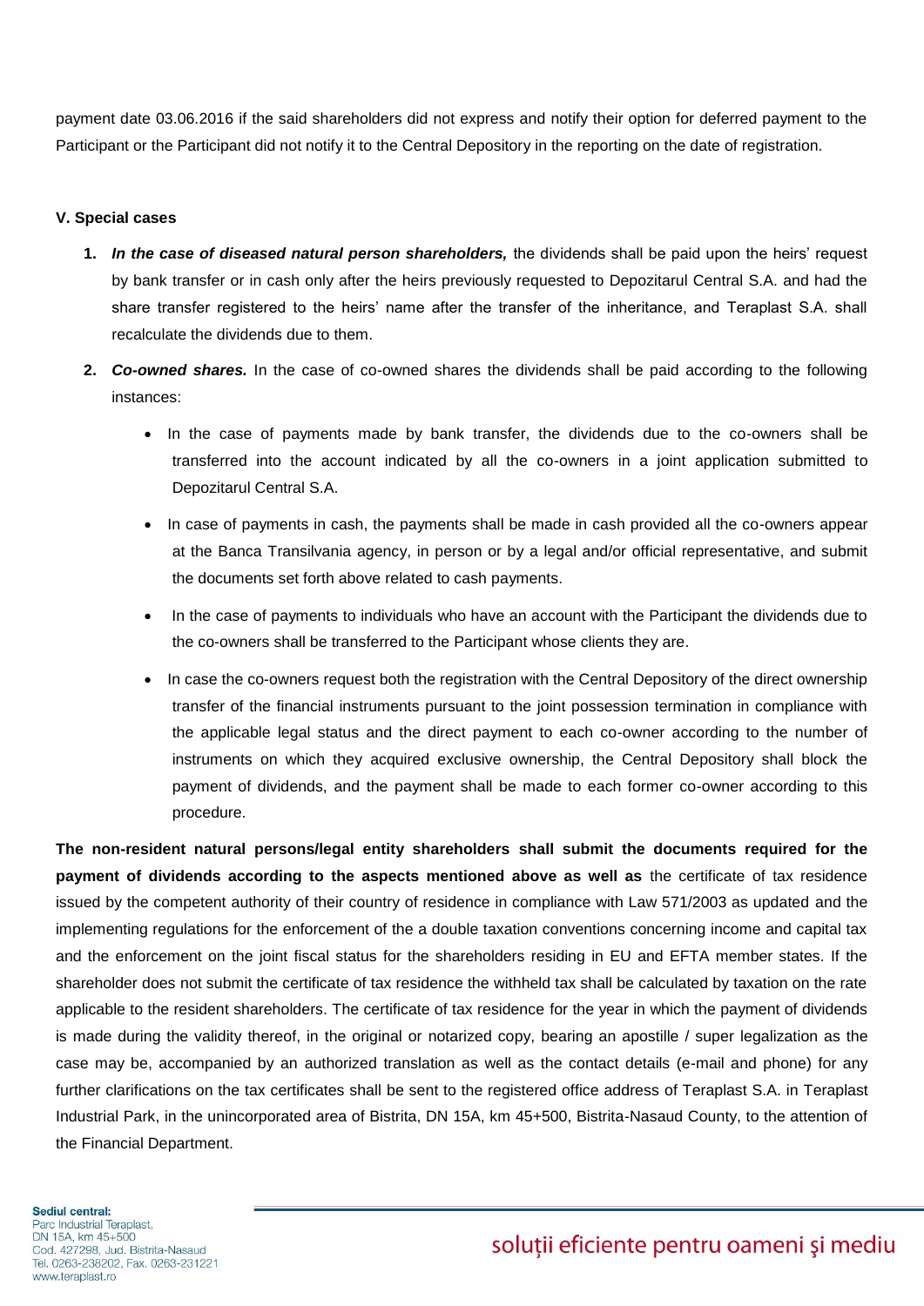payment date 03.06.2016 if the said shareholders did not express and notify their option for deferred payment to the Participant or the Participant did not notify it to the Central Depository in the reporting on the date of registration.

**V. Special cases**

1. ***In the case of diseased natural person shareholders,*** the dividends shall be paid upon the heirs' request by bank transfer or in cash only after the heirs previously requested to Depozitarul Central S.A. and had the share transfer registered to the heirs' name after the transfer of the inheritance, and Teraplast S.A. shall recalculate the dividends due to them.
2. ***Co-owned shares.*** In the case of co-owned shares the dividends shall be paid according to the following instances:
   - In the case of payments made by bank transfer, the dividends due to the co-owners shall be transferred into the account indicated by all the co-owners in a joint application submitted to Depozitarul Central S.A.
   - In case of payments in cash, the payments shall be made in cash provided all the co-owners appear at the Banca Transilvania agency, in person or by a legal and/or official representative, and submit the documents set forth above related to cash payments.
   - In the case of payments to individuals who have an account with the Participant the dividends due to the co-owners shall be transferred to the Participant whose clients they are.
   - In case the co-owners request both the registration with the Central Depository of the direct ownership transfer of the financial instruments pursuant to the joint possession termination in compliance with the applicable legal status and the direct payment to each co-owner according to the number of instruments on which they acquired exclusive ownership, the Central Depository shall block the payment of dividends, and the payment shall be made to each former co-owner according to this procedure.

**The non-resident natural persons/legal entity shareholders shall submit the documents required for the payment of dividends according to the aspects mentioned above as well as** the certificate of tax residence issued by the competent authority of their country of residence in compliance with Law 571/2003 as updated and the implementing regulations for the enforcement of the a double taxation conventions concerning income and capital tax and the enforcement on the joint fiscal status for the shareholders residing in EU and EFTA member states. If the shareholder does not submit the certificate of tax residence the withheld tax shall be calculated by taxation on the rate applicable to the resident shareholders. The certificate of tax residence for the year in which the payment of dividends is made during the validity thereof, in the original or notarized copy, bearing an apostille / super legalization as the case may be, accompanied by an authorized translation as well as the contact details (e-mail and phone) for any further clarifications on the tax certificates shall be sent to the registered office address of Teraplast S.A. in Teraplast Industrial Park, in the unincorporated area of Bistrita, DN 15A, km 45+500, Bistrita-Nasaud County, to the attention of the Financial Department.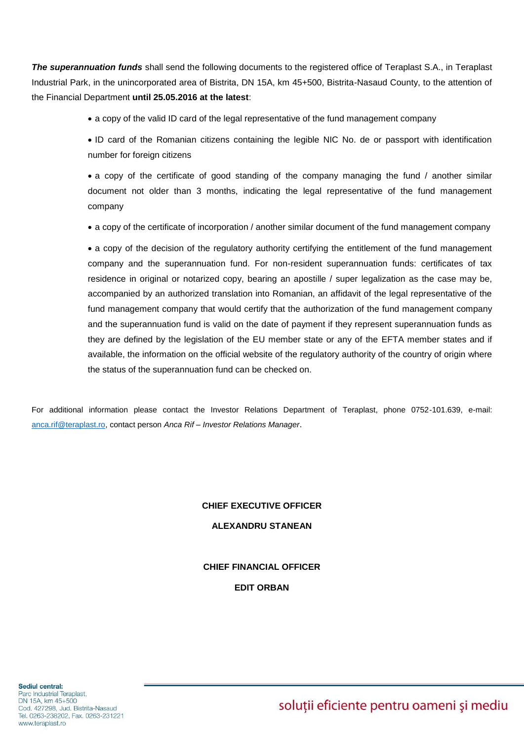***The superannuation funds*** shall send the following documents to the registered office of Teraplast S.A., in Teraplast Industrial Park, in the unincorporated area of Bistrita, DN 15A, km 45+500, Bistrita-Nasaud County, to the attention of the Financial Department **until 25.05.2016 at the latest**:

- a copy of the valid ID card of the legal representative of the fund management company
- ID card of the Romanian citizens containing the legible NIC No. de or passport with identification number for foreign citizens
- a copy of the certificate of good standing of the company managing the fund / another similar document not older than 3 months, indicating the legal representative of the fund management company
- a copy of the certificate of incorporation / another similar document of the fund management company
- a copy of the decision of the regulatory authority certifying the entitlement of the fund management company and the superannuation fund. For non-resident superannuation funds: certificates of tax residence in original or notarized copy, bearing an apostille / super legalization as the case may be, accompanied by an authorized translation into Romanian, an affidavit of the legal representative of the fund management company that would certify that the authorization of the fund management company and the superannuation fund is valid on the date of payment if they represent superannuation funds as they are defined by the legislation of the EU member state or any of the EFTA member states and if available, the information on the official website of the regulatory authority of the country of origin where the status of the superannuation fund can be checked on.

For additional information please contact the Investor Relations Department of Teraplast, phone 0752-101.639, e-mail: anca.rif@teraplast.ro, contact person *Anca Rif – Investor Relations Manager*.

**CHIEF EXECUTIVE OFFICER**

**ALEXANDRU STANEAN**

**CHIEF FINANCIAL OFFICER**

**EDIT ORBAN**